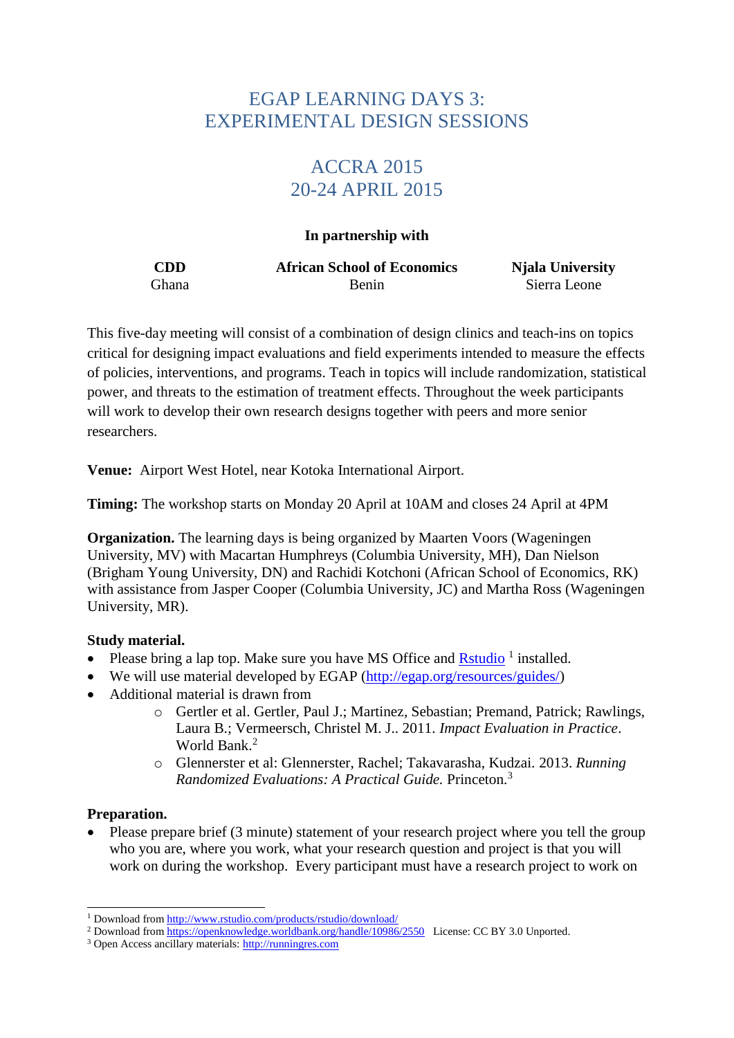# EGAP LEARNING DAYS 3: EXPERIMENTAL DESIGN SESSIONS

## ACCRA 2015
## 20-24 APRIL 2015

**In partnership with**

| **CDD** | **African School of Economics** | **Njala University** |
|---|---|---|
| Ghana | Benin | Sierra Leone |

This five-day meeting will consist of a combination of design clinics and teach-ins on topics critical for designing impact evaluations and field experiments intended to measure the effects of policies, interventions, and programs. Teach in topics will include randomization, statistical power, and threats to the estimation of treatment effects. Throughout the week participants will work to develop their own research designs together with peers and more senior researchers.

**Venue:** Airport West Hotel, near Kotoka International Airport.

**Timing:** The workshop starts on Monday 20 April at 10AM and closes 24 April at 4PM

**Organization.** The learning days is being organized by Maarten Voors (Wageningen University, MV) with Macartan Humphreys (Columbia University, MH), Dan Nielson (Brigham Young University, DN) and Rachidi Kotchoni (African School of Economics, RK) with assistance from Jasper Cooper (Columbia University, JC) and Martha Ross (Wageningen University, MR).

**Study material.**

- Please bring a lap top. Make sure you have MS Office and Rstudio [1] installed.
- We will use material developed by EGAP (http://egap.org/resources/guides/)
- Additional material is drawn from
  - Gertler et al. Gertler, Paul J.; Martinez, Sebastian; Premand, Patrick; Rawlings, Laura B.; Vermeersch, Christel M. J.. 2011. *Impact Evaluation in Practice*. World Bank.[2]
  - Glennerster et al: Glennerster, Rachel; Takavarasha, Kudzai. 2013. *Running Randomized Evaluations: A Practical Guide.* Princeton.[3]

**Preparation.**

- Please prepare brief (3 minute) statement of your research project where you tell the group who you are, where you work, what your research question and project is that you will work on during the workshop. Every participant must have a research project to work on

[1] Download from http://www.rstudio.com/products/rstudio/download/

[2] Download from https://openknowledge.worldbank.org/handle/10986/2550 License: CC BY 3.0 Unported.

[3] Open Access ancillary materials: http://runningres.com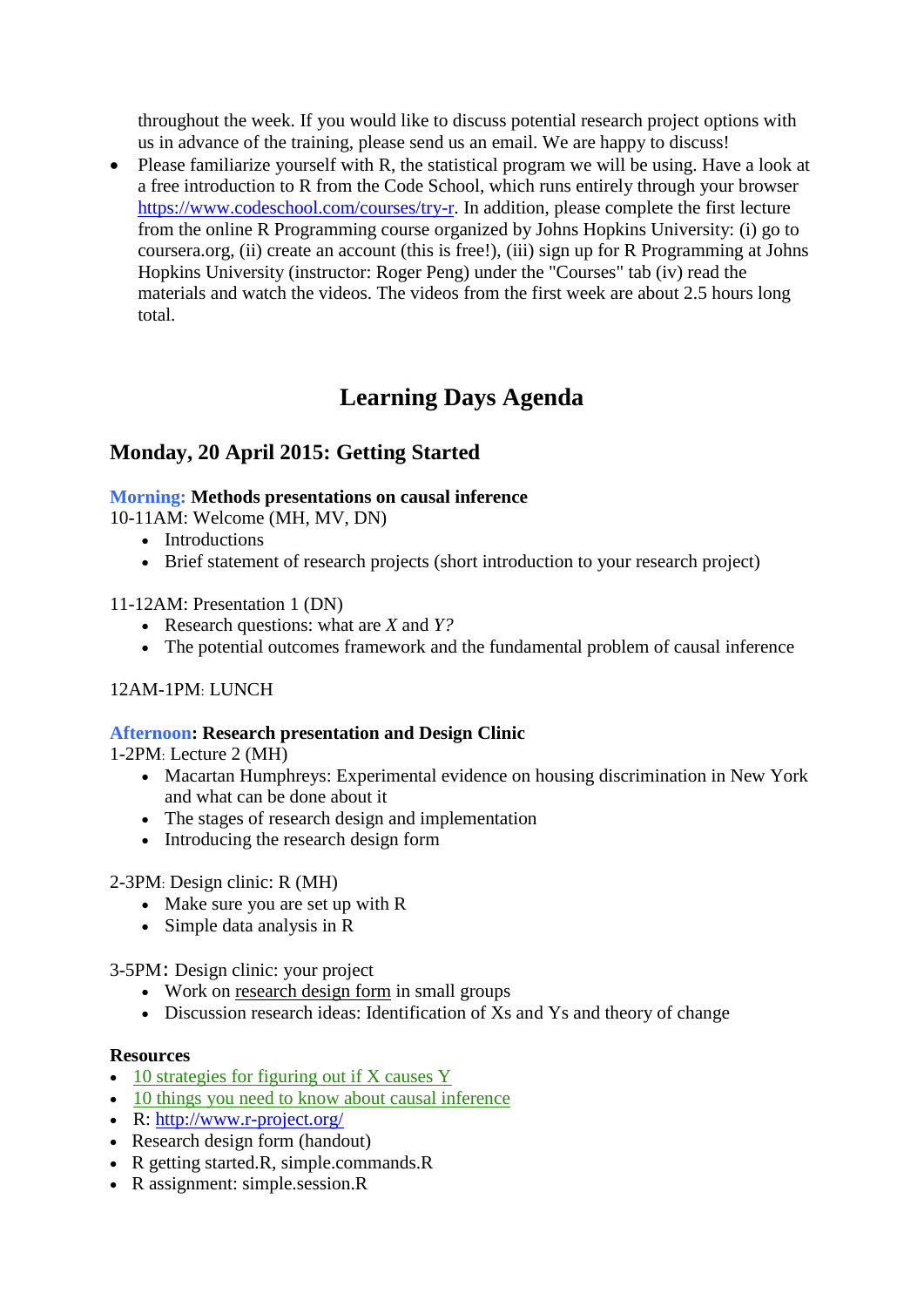throughout the week. If you would like to discuss potential research project options with us in advance of the training, please send us an email. We are happy to discuss!

- Please familiarize yourself with R, the statistical program we will be using. Have a look at a free introduction to R from the Code School, which runs entirely through your browser https://www.codeschool.com/courses/try-r. In addition, please complete the first lecture from the online R Programming course organized by Johns Hopkins University: (i) go to coursera.org, (ii) create an account (this is free!), (iii) sign up for R Programming at Johns Hopkins University (instructor: Roger Peng) under the "Courses" tab (iv) read the materials and watch the videos. The videos from the first week are about 2.5 hours long total.

# Learning Days Agenda

## Monday, 20 April 2015: Getting Started

**Morning: Methods presentations on causal inference**

10-11AM: Welcome (MH, MV, DN)

- Introductions
- Brief statement of research projects (short introduction to your research project)

11-12AM: Presentation 1 (DN)

- Research questions: what are *X* and *Y?*
- The potential outcomes framework and the fundamental problem of causal inference

12AM-1PM: LUNCH

**Afternoon: Research presentation and Design Clinic**

1-2PM: Lecture 2 (MH)

- Macartan Humphreys: Experimental evidence on housing discrimination in New York and what can be done about it
- The stages of research design and implementation
- Introducing the research design form

2-3PM: Design clinic: R (MH)

- Make sure you are set up with R
- Simple data analysis in R

3-5PM: Design clinic: your project

- Work on research design form in small groups
- Discussion research ideas: Identification of Xs and Ys and theory of change

**Resources**

- 10 strategies for figuring out if X causes Y
- 10 things you need to know about causal inference
- R: http://www.r-project.org/
- Research design form (handout)
- R getting started.R, simple.commands.R
- R assignment: simple.session.R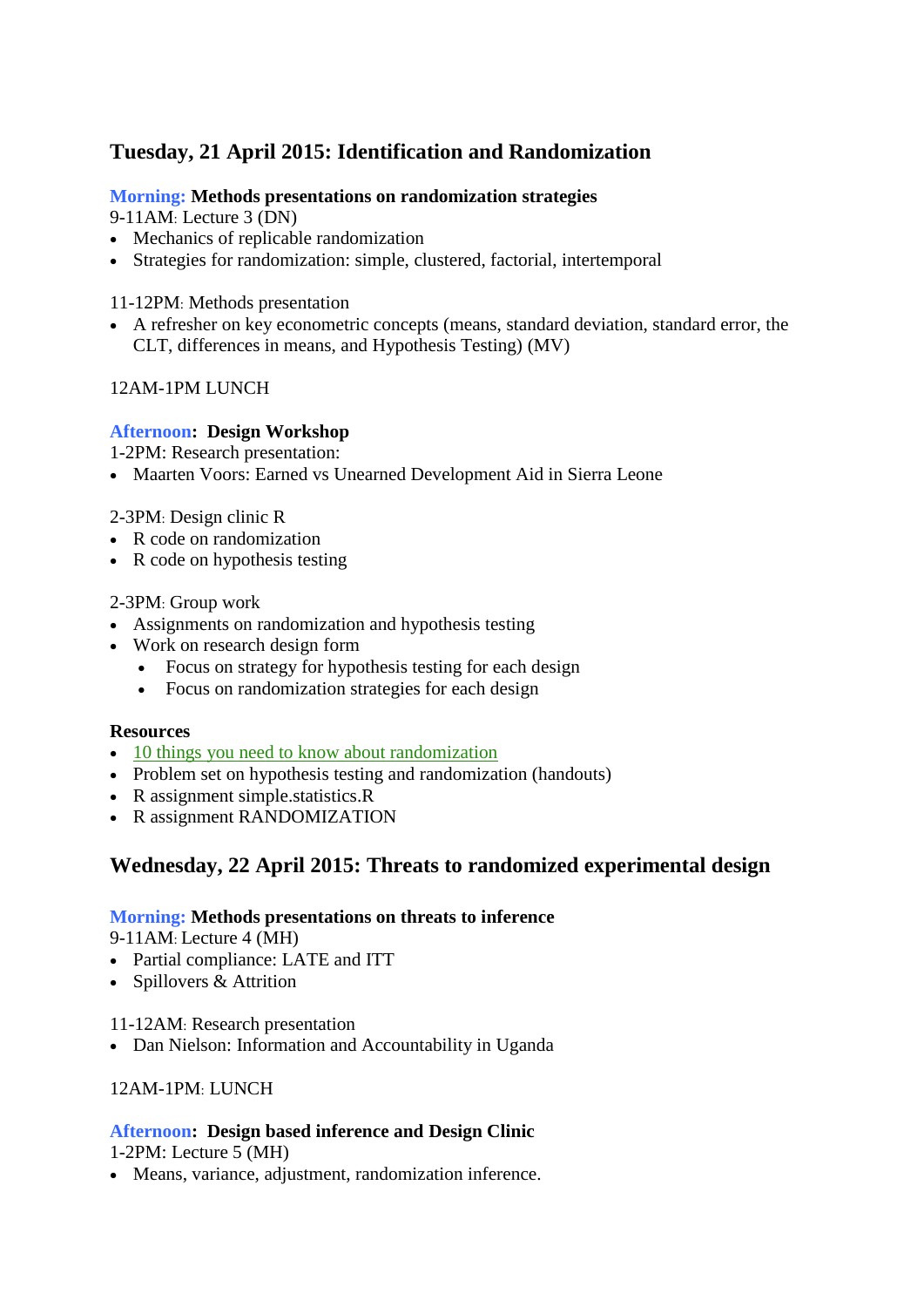## Tuesday, 21 April 2015: Identification and Randomization

**Morning: Methods presentations on randomization strategies**

9-11AM: Lecture 3 (DN)

- Mechanics of replicable randomization
- Strategies for randomization: simple, clustered, factorial, intertemporal

11-12PM: Methods presentation

- A refresher on key econometric concepts (means, standard deviation, standard error, the CLT, differences in means, and Hypothesis Testing) (MV)

12AM-1PM LUNCH

**Afternoon: Design Workshop**

1-2PM: Research presentation:

- Maarten Voors: Earned vs Unearned Development Aid in Sierra Leone

2-3PM: Design clinic R

- R code on randomization
- R code on hypothesis testing

2-3PM: Group work

- Assignments on randomization and hypothesis testing
- Work on research design form
    - Focus on strategy for hypothesis testing for each design
    - Focus on randomization strategies for each design

**Resources**

- 10 things you need to know about randomization
- Problem set on hypothesis testing and randomization (handouts)
- R assignment simple.statistics.R
- R assignment RANDOMIZATION

## Wednesday, 22 April 2015: Threats to randomized experimental design

**Morning: Methods presentations on threats to inference**

9-11AM: Lecture 4 (MH)

- Partial compliance: LATE and ITT
- Spillovers & Attrition

11-12AM: Research presentation

- Dan Nielson: Information and Accountability in Uganda

12AM-1PM: LUNCH

**Afternoon: Design based inference and Design Clinic**

1-2PM: Lecture 5 (MH)

- Means, variance, adjustment, randomization inference.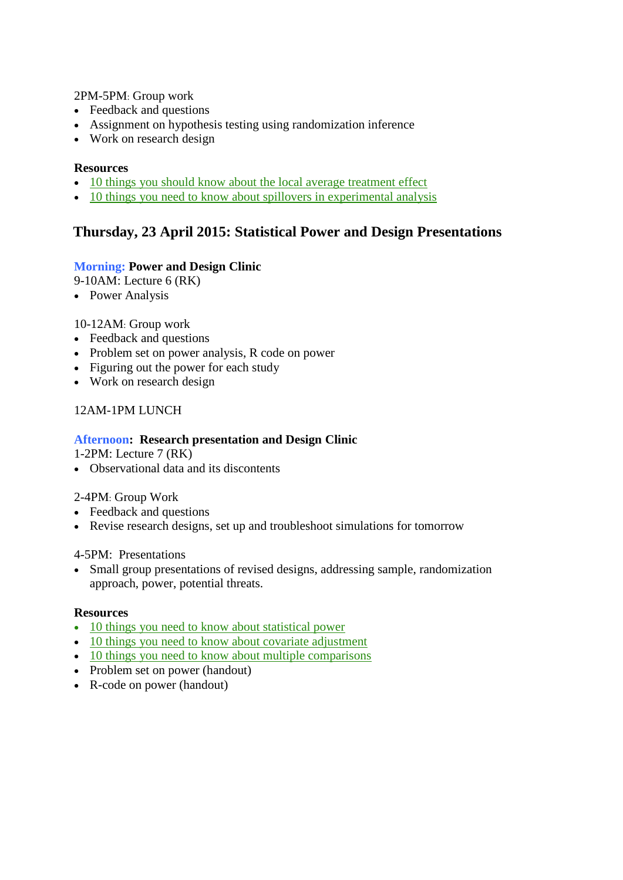2PM-5PM: Group work

- Feedback and questions
- Assignment on hypothesis testing using randomization inference
- Work on research design

**Resources**

- 10 things you should know about the local average treatment effect
- 10 things you need to know about spillovers in experimental analysis

## Thursday, 23 April 2015: Statistical Power and Design Presentations

**Morning: Power and Design Clinic**

9-10AM: Lecture 6 (RK)

- Power Analysis

10-12AM: Group work

- Feedback and questions
- Problem set on power analysis, R code on power
- Figuring out the power for each study
- Work on research design

12AM-1PM LUNCH

**Afternoon: Research presentation and Design Clinic**

1-2PM: Lecture 7 (RK)

- Observational data and its discontents

2-4PM: Group Work

- Feedback and questions
- Revise research designs, set up and troubleshoot simulations for tomorrow

4-5PM: Presentations

- Small group presentations of revised designs, addressing sample, randomization approach, power, potential threats.

**Resources**

- 10 things you need to know about statistical power
- 10 things you need to know about covariate adjustment
- 10 things you need to know about multiple comparisons
- Problem set on power (handout)
- R-code on power (handout)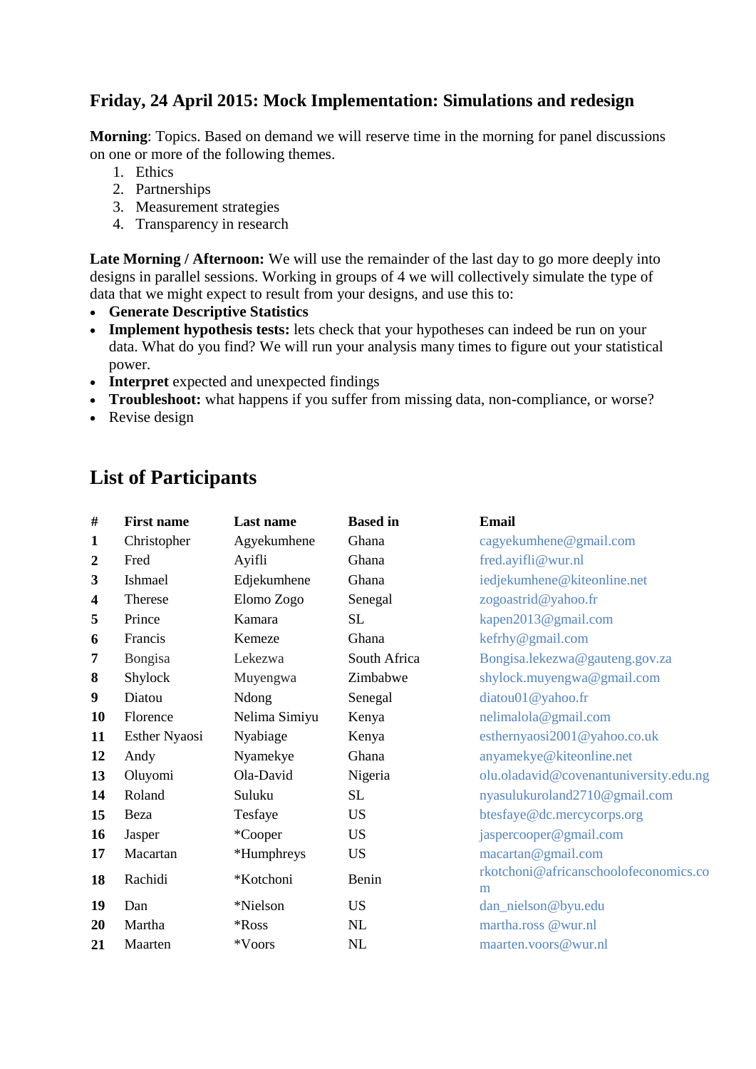### Friday, 24 April 2015: Mock Implementation: Simulations and redesign

**Morning**: Topics. Based on demand we will reserve time in the morning for panel discussions on one or more of the following themes.

1. Ethics
2. Partnerships
3. Measurement strategies
4. Transparency in research

**Late Morning / Afternoon:** We will use the remainder of the last day to go more deeply into designs in parallel sessions. Working in groups of 4 we will collectively simulate the type of data that we might expect to result from your designs, and use this to:

- **Generate Descriptive Statistics**
- **Implement hypothesis tests:** lets check that your hypotheses can indeed be run on your data. What do you find? We will run your analysis many times to figure out your statistical power.
- **Interpret** expected and unexpected findings
- **Troubleshoot:** what happens if you suffer from missing data, non-compliance, or worse?
- Revise design

## List of Participants

| # | First name | Last name | Based in | Email |
|---|---|---|---|---|
| 1 | Christopher | Agyekumhene | Ghana | cagyekumhene@gmail.com |
| 2 | Fred | Ayifli | Ghana | fred.ayifli@wur.nl |
| 3 | Ishmael | Edjekumhene | Ghana | iedjekumhene@kiteonline.net |
| 4 | Therese | Elomo Zogo | Senegal | zogoastrid@yahoo.fr |
| 5 | Prince | Kamara | SL | kapen2013@gmail.com |
| 6 | Francis | Kemeze | Ghana | kefrhy@gmail.com |
| 7 | Bongisa | Lekezwa | South Africa | Bongisa.lekezwa@gauteng.gov.za |
| 8 | Shylock | Muyengwa | Zimbabwe | shylock.muyengwa@gmail.com |
| 9 | Diatou | Ndong | Senegal | diatou01@yahoo.fr |
| 10 | Florence | Nelima Simiyu | Kenya | nelimalola@gmail.com |
| 11 | Esther Nyaosi | Nyabiage | Kenya | esthernyaosi2001@yahoo.co.uk |
| 12 | Andy | Nyamekye | Ghana | anyamekye@kiteonline.net |
| 13 | Oluyomi | Ola-David | Nigeria | olu.oladavid@covenantuniversity.edu.ng |
| 14 | Roland | Suluku | SL | nyasulukuroland2710@gmail.com |
| 15 | Beza | Tesfaye | US | btesfaye@dc.mercycorps.org |
| 16 | Jasper | *Cooper | US | jaspercooper@gmail.com |
| 17 | Macartan | *Humphreys | US | macartan@gmail.com |
| 18 | Rachidi | *Kotchoni | Benin | rkotchoni@africanschoolofeconomics.com |
| 19 | Dan | *Nielson | US | dan_nielson@byu.edu |
| 20 | Martha | *Ross | NL | martha.ross @wur.nl |
| 21 | Maarten | *Voors | NL | maarten.voors@wur.nl |